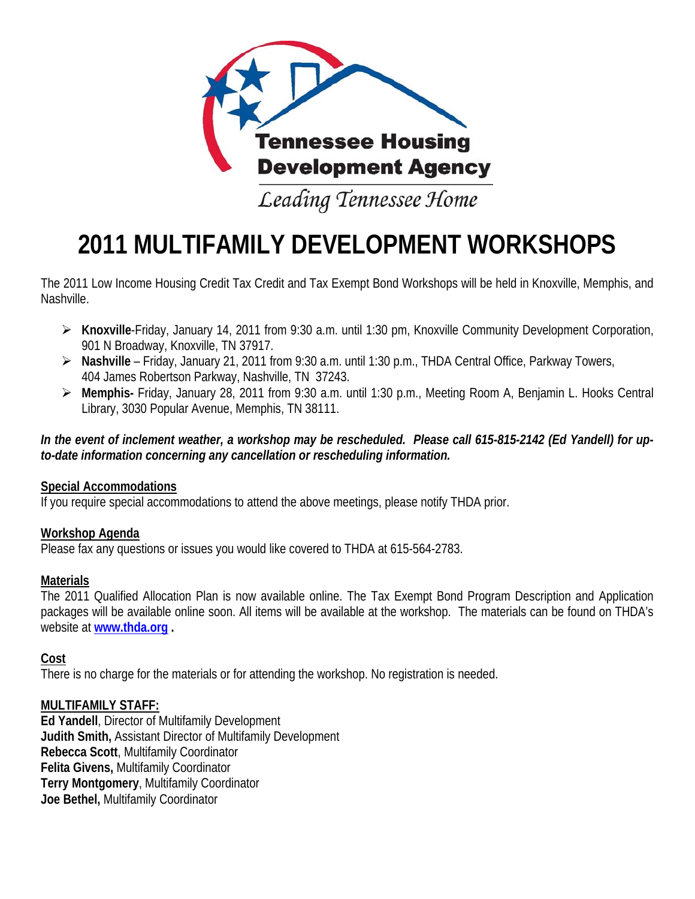Tennessee Housing Development Agency

*Leading Tennessee Home*

# 2011 MULTIFAMILY DEVELOPMENT WORKSHOPS

The 2011 Low Income Housing Credit Tax Credit and Tax Exempt Bond Workshops will be held in Knoxville, Memphis, and Nashville.

- **Knoxville**-Friday, January 14, 2011 from 9:30 a.m. until 1:30 pm, Knoxville Community Development Corporation, 901 N Broadway, Knoxville, TN 37917.
- **Nashville** – Friday, January 21, 2011 from 9:30 a.m. until 1:30 p.m., THDA Central Office, Parkway Towers, 404 James Robertson Parkway, Nashville, TN 37243.
- **Memphis-** Friday, January 28, 2011 from 9:30 a.m. until 1:30 p.m., Meeting Room A, Benjamin L. Hooks Central Library, 3030 Popular Avenue, Memphis, TN 38111.

***In the event of inclement weather, a workshop may be rescheduled. Please call 615-815-2142 (Ed Yandell) for up-to-date information concerning any cancellation or rescheduling information.***

**Special Accommodations**

If you require special accommodations to attend the above meetings, please notify THDA prior.

**Workshop Agenda**

Please fax any questions or issues you would like covered to THDA at 615-564-2783.

**Materials**

The 2011 Qualified Allocation Plan is now available online. The Tax Exempt Bond Program Description and Application packages will be available online soon. All items will be available at the workshop. The materials can be found on THDA's website at **www.thda.org** **.**

**Cost**

There is no charge for the materials or for attending the workshop. No registration is needed.

**MULTIFAMILY STAFF:**

**Ed Yandell**, Director of Multifamily Development
**Judith Smith,** Assistant Director of Multifamily Development
**Rebecca Scott**, Multifamily Coordinator
**Felita Givens,** Multifamily Coordinator
**Terry Montgomery**, Multifamily Coordinator
**Joe Bethel,** Multifamily Coordinator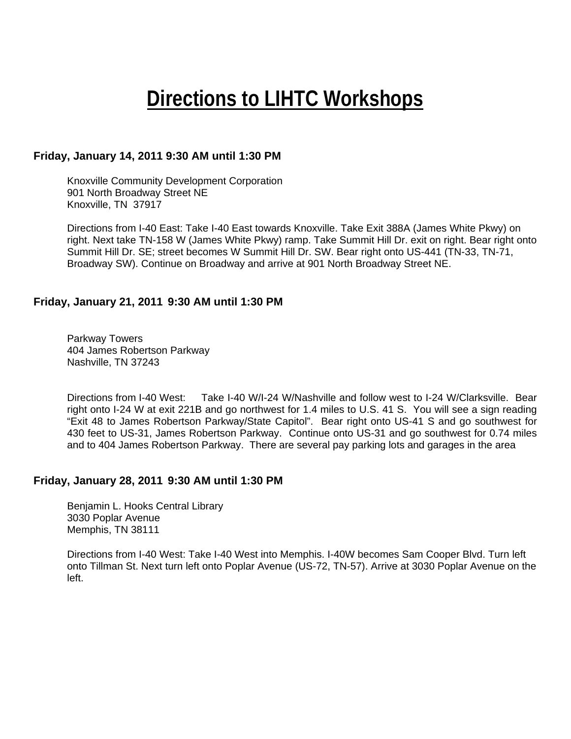# Directions to LIHTC Workshops

**Friday, January 14, 2011 9:30 AM until 1:30 PM**

Knoxville Community Development Corporation
901 North Broadway Street NE
Knoxville, TN 37917

Directions from I-40 East: Take I-40 East towards Knoxville. Take Exit 388A (James White Pkwy) on right. Next take TN-158 W (James White Pkwy) ramp. Take Summit Hill Dr. exit on right. Bear right onto Summit Hill Dr. SE; street becomes W Summit Hill Dr. SW. Bear right onto US-441 (TN-33, TN-71, Broadway SW). Continue on Broadway and arrive at 901 North Broadway Street NE.

**Friday, January 21, 2011 9:30 AM until 1:30 PM**

Parkway Towers
404 James Robertson Parkway
Nashville, TN 37243

Directions from I-40 West: Take I-40 W/I-24 W/Nashville and follow west to I-24 W/Clarksville. Bear right onto I-24 W at exit 221B and go northwest for 1.4 miles to U.S. 41 S. You will see a sign reading "Exit 48 to James Robertson Parkway/State Capitol". Bear right onto US-41 S and go southwest for 430 feet to US-31, James Robertson Parkway. Continue onto US-31 and go southwest for 0.74 miles and to 404 James Robertson Parkway. There are several pay parking lots and garages in the area

**Friday, January 28, 2011 9:30 AM until 1:30 PM**

Benjamin L. Hooks Central Library
3030 Poplar Avenue
Memphis, TN 38111

Directions from I-40 West: Take I-40 West into Memphis. I-40W becomes Sam Cooper Blvd. Turn left onto Tillman St. Next turn left onto Poplar Avenue (US-72, TN-57). Arrive at 3030 Poplar Avenue on the left.